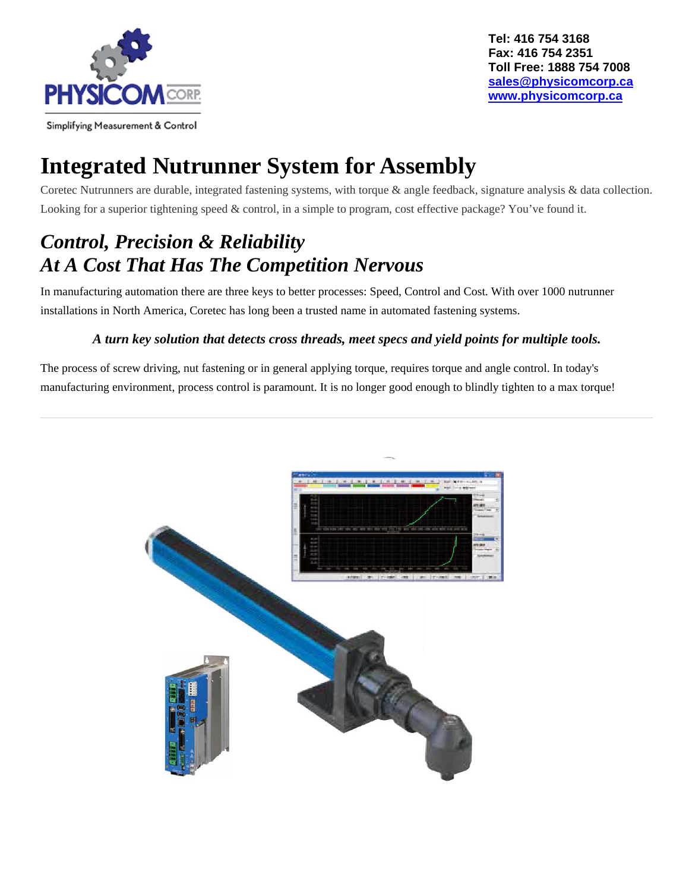Tel: 416 754 3168
Fax: 416 754 2351
Toll Free: 1888 754 7008
sales@physicomcorp.ca
www.physicomcorp.ca

Simplifying Measurement & Control

# Integrated Nutrunner System for Assembly

Coretec Nutrunners are durable, integrated fastening systems, with torque & angle feedback, signature analysis & data collection. Looking for a superior tightening speed & control, in a simple to program, cost effective package? You've found it.

## *Control, Precision & Reliability At A Cost That Has The Competition Nervous*

In manufacturing automation there are three keys to better processes: Speed, Control and Cost. With over 1000 nutrunner installations in North America, Coretec has long been a trusted name in automated fastening systems.

***A turn key solution that detects cross threads, meet specs and yield points for multiple tools.***

The process of screw driving, nut fastening or in general applying torque, requires torque and angle control. In today's manufacturing environment, process control is paramount. It is no longer good enough to blindly tighten to a max torque!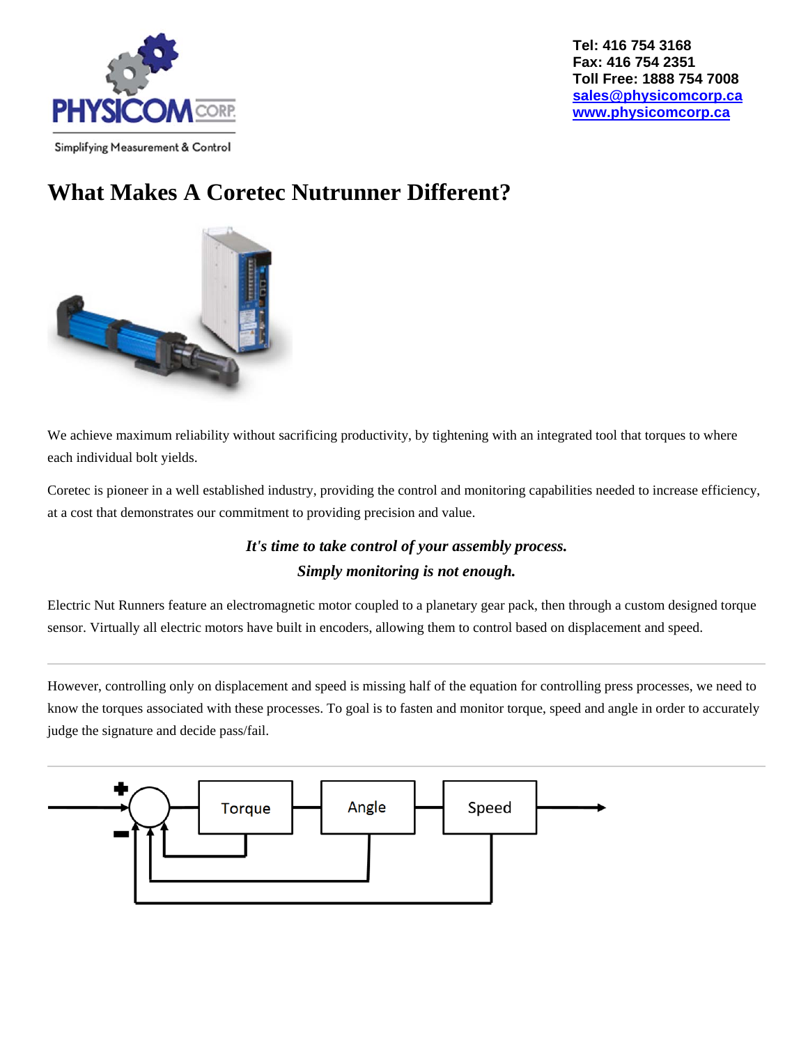Tel: 416 754 3168
Fax: 416 754 2351
Toll Free: 1888 754 7008
sales@physicomcorp.ca
www.physicomcorp.ca

Simplifying Measurement & Control

# What Makes A Coretec Nutrunner Different?

We achieve maximum reliability without sacrificing productivity, by tightening with an integrated tool that torques to where each individual bolt yields.

Coretec is pioneer in a well established industry, providing the control and monitoring capabilities needed to increase efficiency, at a cost that demonstrates our commitment to providing precision and value.

***It's time to take control of your assembly process.***
***Simply monitoring is not enough.***

Electric Nut Runners feature an electromagnetic motor coupled to a planetary gear pack, then through a custom designed torque sensor. Virtually all electric motors have built in encoders, allowing them to control based on displacement and speed.

---

However, controlling only on displacement and speed is missing half of the equation for controlling press processes, we need to know the torques associated with these processes. To goal is to fasten and monitor torque, speed and angle in order to accurately judge the signature and decide pass/fail.

---

Torque → Angle → Speed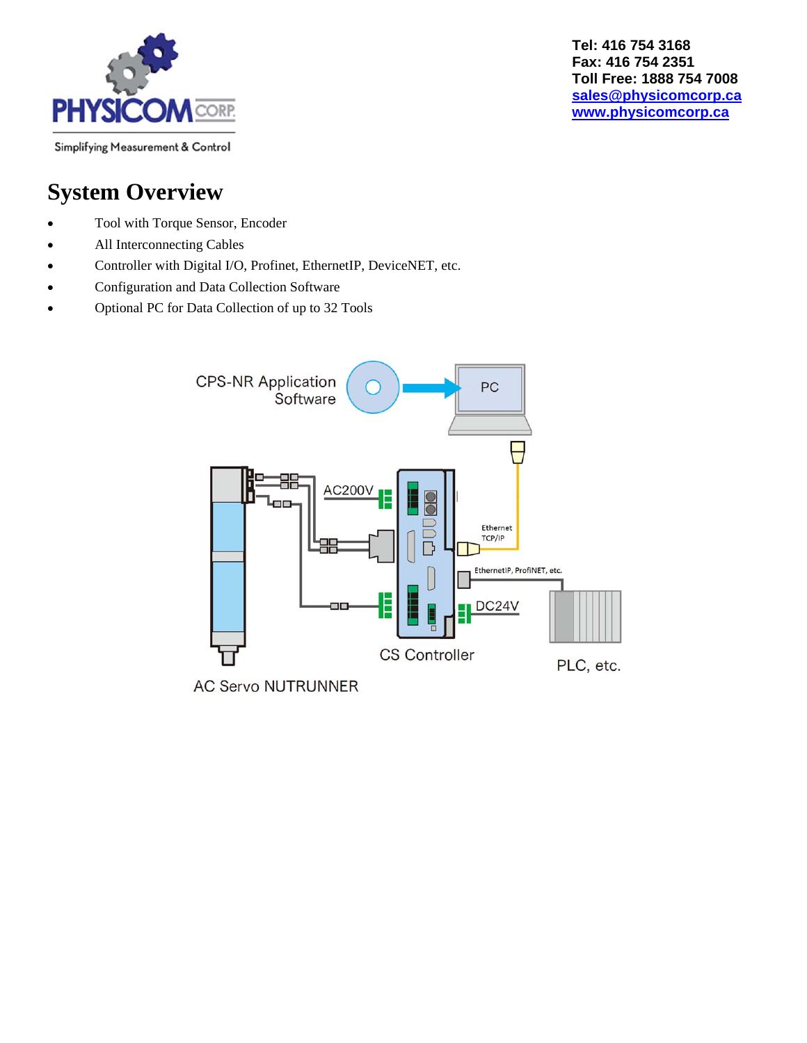PHYSICOM CORP.

Simplifying Measurement & Control

**Tel: 416 754 3168**
**Fax: 416 754 2351**
**Toll Free: 1888 754 7008**
**sales@physicomcorp.ca**
**www.physicomcorp.ca**

# System Overview

- Tool with Torque Sensor, Encoder
- All Interconnecting Cables
- Controller with Digital I/O, Profinet, EthernetIP, DeviceNET, etc.
- Configuration and Data Collection Software
- Optional PC for Data Collection of up to 32 Tools

CPS-NR Application Software

PC

AC200V

Ethernet TCP/IP

EthernetIP, ProfiNET, etc.

DC24V

CS Controller

PLC, etc.

AC Servo NUTRUNNER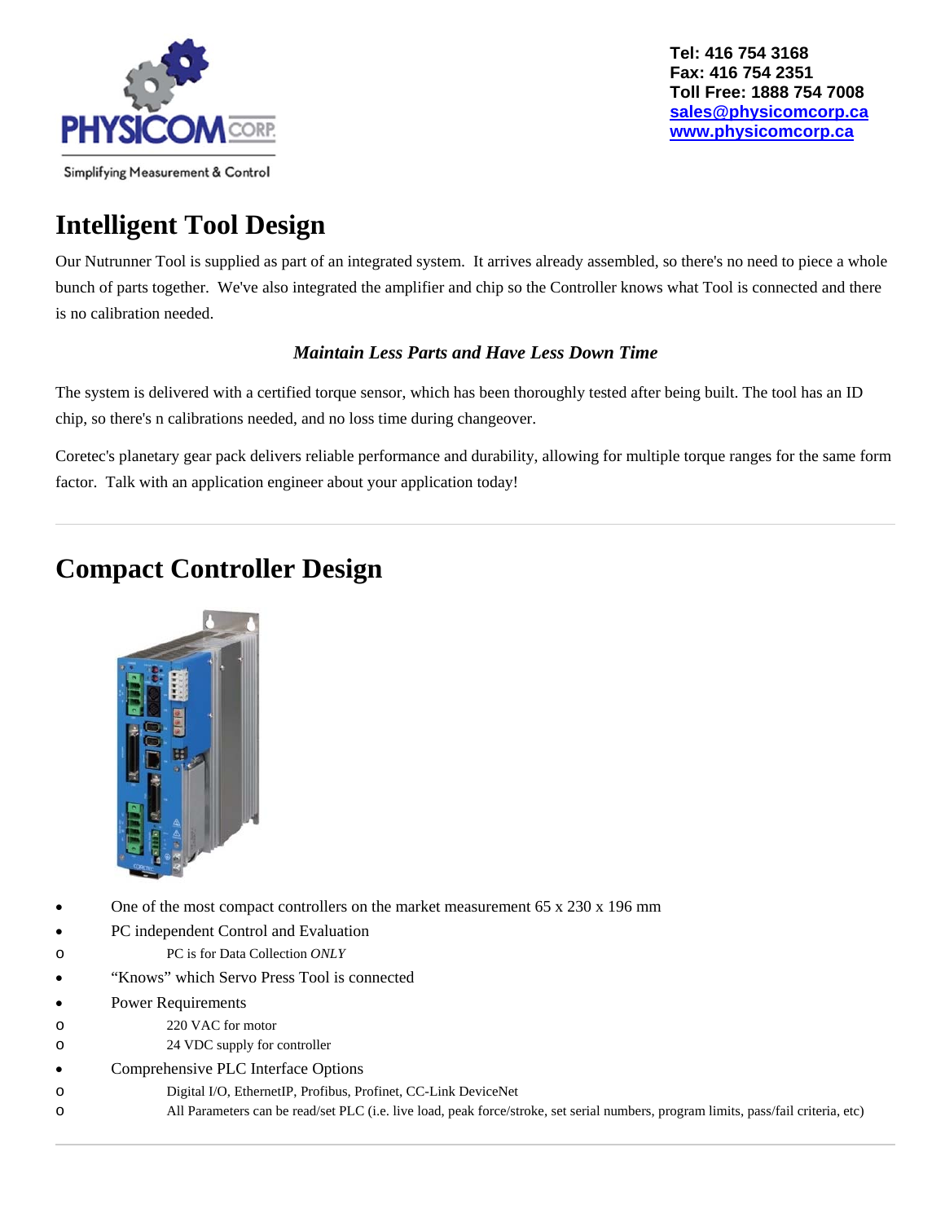Tel: 416 754 3168
Fax: 416 754 2351
Toll Free: 1888 754 7008
sales@physicomcorp.ca
www.physicomcorp.ca

PHYSICOM CORP.
Simplifying Measurement & Control

# Intelligent Tool Design

Our Nutrunner Tool is supplied as part of an integrated system. It arrives already assembled, so there's no need to piece a whole bunch of parts together. We've also integrated the amplifier and chip so the Controller knows what Tool is connected and there is no calibration needed.

***Maintain Less Parts and Have Less Down Time***

The system is delivered with a certified torque sensor, which has been thoroughly tested after being built. The tool has an ID chip, so there's n calibrations needed, and no loss time during changeover.

Coretec's planetary gear pack delivers reliable performance and durability, allowing for multiple torque ranges for the same form factor. Talk with an application engineer about your application today!

---

# Compact Controller Design

- One of the most compact controllers on the market measurement 65 x 230 x 196 mm
- PC independent Control and Evaluation
  - PC is for Data Collection *ONLY*
- "Knows" which Servo Press Tool is connected
- Power Requirements
  - 220 VAC for motor
  - 24 VDC supply for controller
- Comprehensive PLC Interface Options
  - Digital I/O, EthernetIP, Profibus, Profinet, CC-Link DeviceNet
  - All Parameters can be read/set PLC (i.e. live load, peak force/stroke, set serial numbers, program limits, pass/fail criteria, etc)

---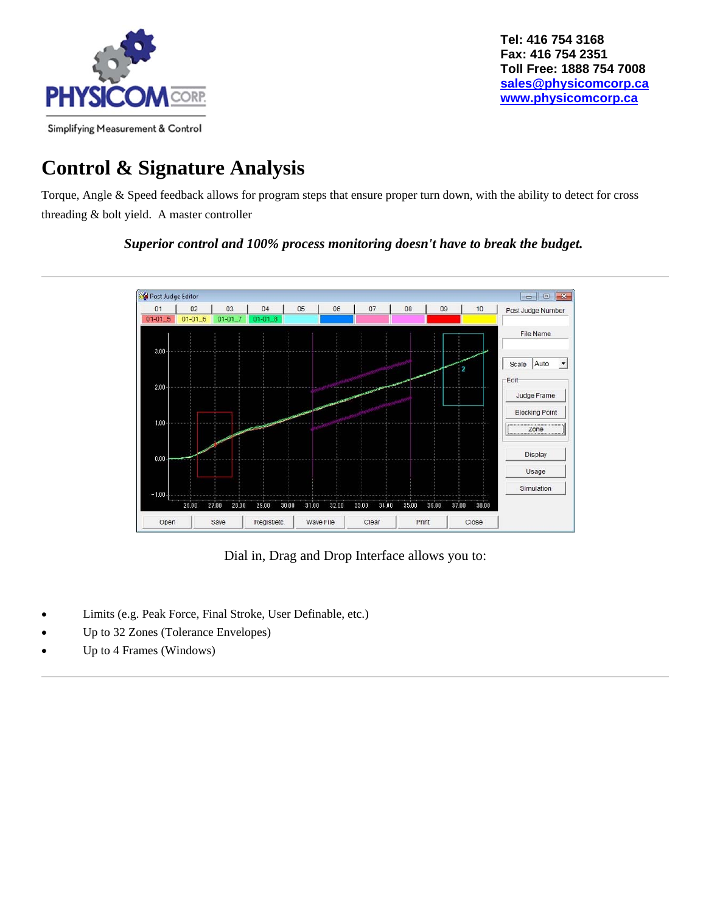Tel: 416 754 3168
Fax: 416 754 2351
Toll Free: 1888 754 7008
sales@physicomcorp.ca
www.physicomcorp.ca

Simplifying Measurement & Control

# Control & Signature Analysis

Torque, Angle & Speed feedback allows for program steps that ensure proper turn down, with the ability to detect for cross threading & bolt yield. A master controller

***Superior control and 100% process monitoring doesn't have to break the budget.***

Dial in, Drag and Drop Interface allows you to:

- Limits (e.g. Peak Force, Final Stroke, User Definable, etc.)
- Up to 32 Zones (Tolerance Envelopes)
- Up to 4 Frames (Windows)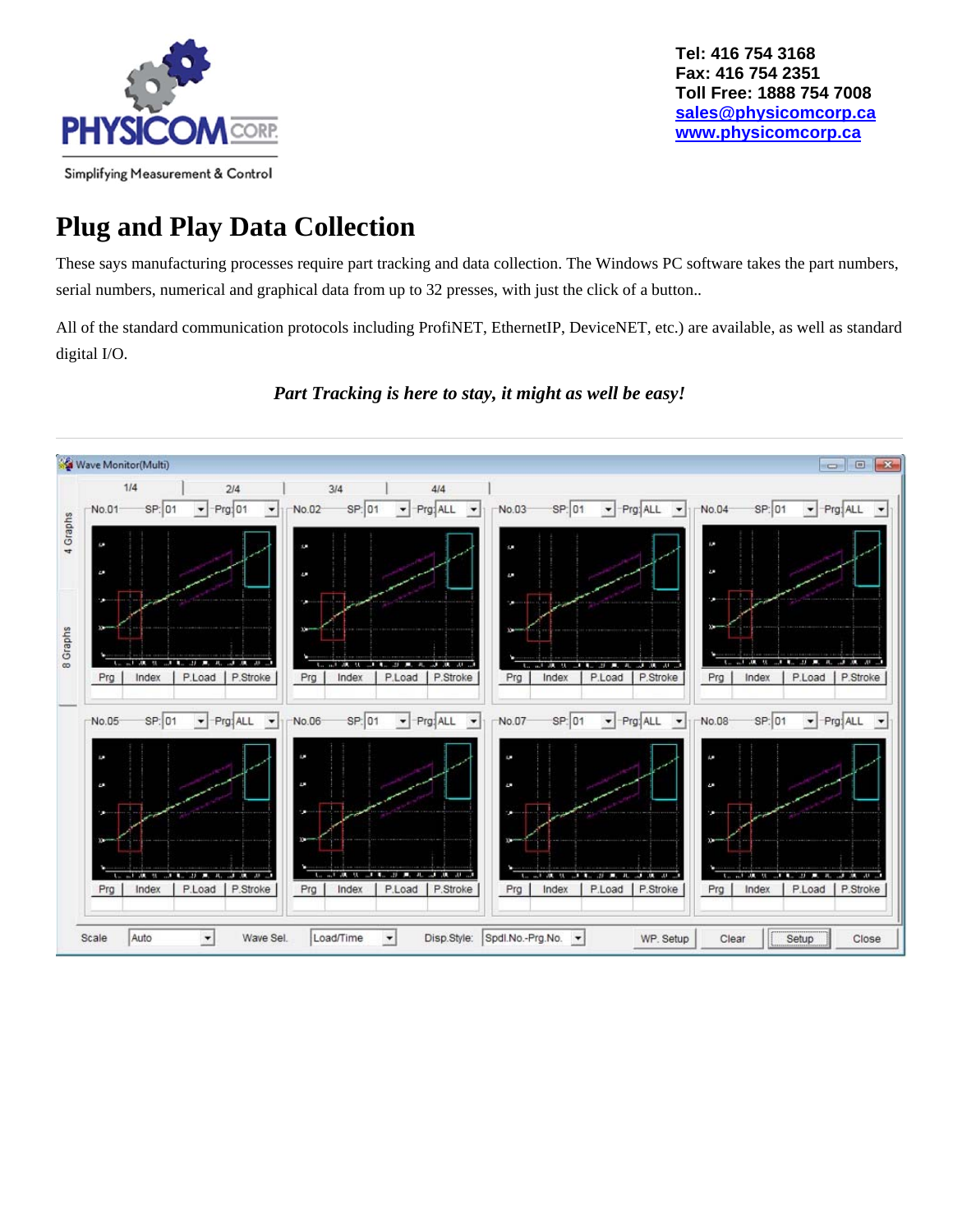Tel: 416 754 3168
Fax: 416 754 2351
Toll Free: 1888 754 7008
sales@physicomcorp.ca
www.physicomcorp.ca

PHYSICOM CORP.

Simplifying Measurement & Control

# Plug and Play Data Collection

These says manufacturing processes require part tracking and data collection. The Windows PC software takes the part numbers, serial numbers, numerical and graphical data from up to 32 presses, with just the click of a button..

All of the standard communication protocols including ProfiNET, EthernetIP, DeviceNET, etc.) are available, as well as standard digital I/O.

***Part Tracking is here to stay, it might as well be easy!***

---

Wave Monitor(Multi)

1/4 2/4 3/4 4/4

4 Graphs

8 Graphs

No.01 SP: 01 Prg: 01

No.02 SP: 01 Prg: ALL

No.03 SP: 01 Prg: ALL

No.04 SP: 01 Prg: ALL

No.05 SP: 01 Prg: ALL

No.06 SP: 01 Prg: ALL

No.07 SP: 01 Prg: ALL

No.08 SP: 01 Prg: ALL

Prg Index P.Load P.Stroke

Scale Auto Wave Sel. Load/Time Disp.Style: Spdl.No.-Prg.No. WP. Setup Clear Setup Close